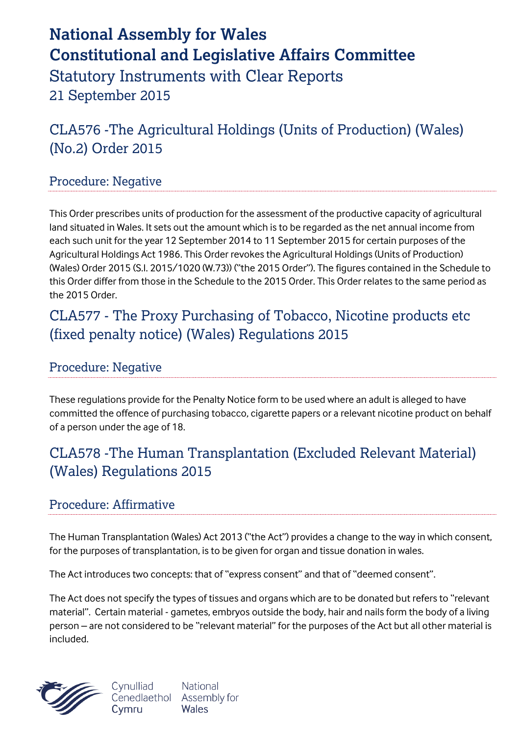# National Assembly for Wales
# Constitutional and Legislative Affairs Committee

## Statutory Instruments with Clear Reports

21 September 2015

## CLA576 -The Agricultural Holdings (Units of Production) (Wales) (No.2) Order 2015

### Procedure: Negative

This Order prescribes units of production for the assessment of the productive capacity of agricultural land situated in Wales. It sets out the amount which is to be regarded as the net annual income from each such unit for the year 12 September 2014 to 11 September 2015 for certain purposes of the Agricultural Holdings Act 1986. This Order revokes the Agricultural Holdings (Units of Production) (Wales) Order 2015 (S.I. 2015/1020 (W.73)) ("the 2015 Order"). The figures contained in the Schedule to this Order differ from those in the Schedule to the 2015 Order. This Order relates to the same period as the 2015 Order.

## CLA577 - The Proxy Purchasing of Tobacco, Nicotine products etc (fixed penalty notice) (Wales) Regulations 2015

### Procedure: Negative

These regulations provide for the Penalty Notice form to be used where an adult is alleged to have committed the offence of purchasing tobacco, cigarette papers or a relevant nicotine product on behalf of a person under the age of 18.

## CLA578 -The Human Transplantation (Excluded Relevant Material) (Wales) Regulations 2015

### Procedure: Affirmative

The Human Transplantation (Wales) Act 2013 ("the Act") provides a change to the way in which consent, for the purposes of transplantation, is to be given for organ and tissue donation in wales.

The Act introduces two concepts: that of "express consent" and that of "deemed consent".

The Act does not specify the types of tissues and organs which are to be donated but refers to "relevant material". Certain material - gametes, embryos outside the body, hair and nails form the body of a living person – are not considered to be "relevant material" for the purposes of the Act but all other material is included.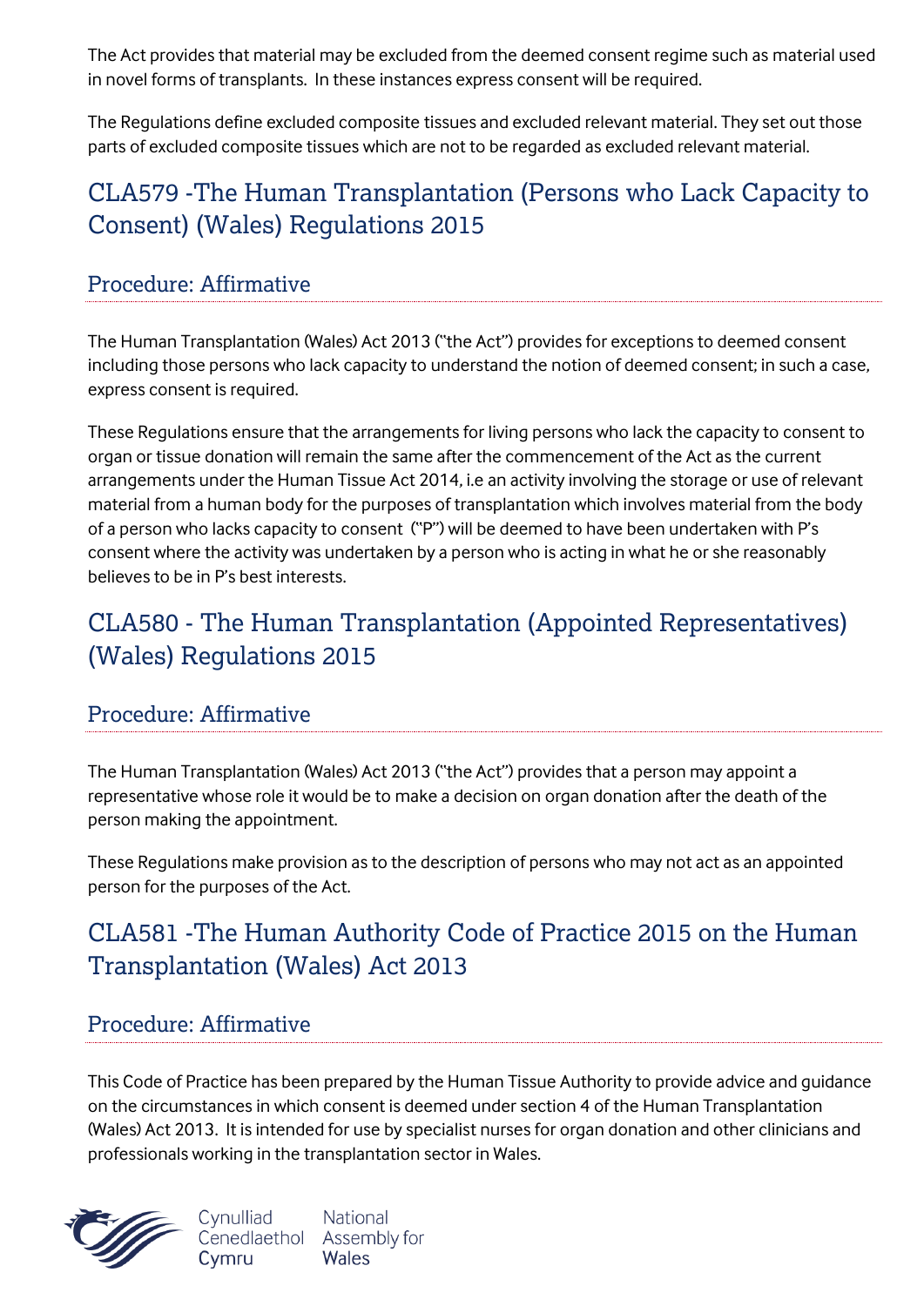The Act provides that material may be excluded from the deemed consent regime such as material used in novel forms of transplants. In these instances express consent will be required.

The Regulations define excluded composite tissues and excluded relevant material. They set out those parts of excluded composite tissues which are not to be regarded as excluded relevant material.

## CLA579 -The Human Transplantation (Persons who Lack Capacity to Consent) (Wales) Regulations 2015

### Procedure: Affirmative

The Human Transplantation (Wales) Act 2013 ("the Act") provides for exceptions to deemed consent including those persons who lack capacity to understand the notion of deemed consent; in such a case, express consent is required.

These Regulations ensure that the arrangements for living persons who lack the capacity to consent to organ or tissue donation will remain the same after the commencement of the Act as the current arrangements under the Human Tissue Act 2014, i.e an activity involving the storage or use of relevant material from a human body for the purposes of transplantation which involves material from the body of a person who lacks capacity to consent ("P") will be deemed to have been undertaken with P's consent where the activity was undertaken by a person who is acting in what he or she reasonably believes to be in P's best interests.

## CLA580 - The Human Transplantation (Appointed Representatives) (Wales) Regulations 2015

### Procedure: Affirmative

The Human Transplantation (Wales) Act 2013 ("the Act") provides that a person may appoint a representative whose role it would be to make a decision on organ donation after the death of the person making the appointment.

These Regulations make provision as to the description of persons who may not act as an appointed person for the purposes of the Act.

## CLA581 -The Human Authority Code of Practice 2015 on the Human Transplantation (Wales) Act 2013

### Procedure: Affirmative

This Code of Practice has been prepared by the Human Tissue Authority to provide advice and guidance on the circumstances in which consent is deemed under section 4 of the Human Transplantation (Wales) Act 2013. It is intended for use by specialist nurses for organ donation and other clinicians and professionals working in the transplantation sector in Wales.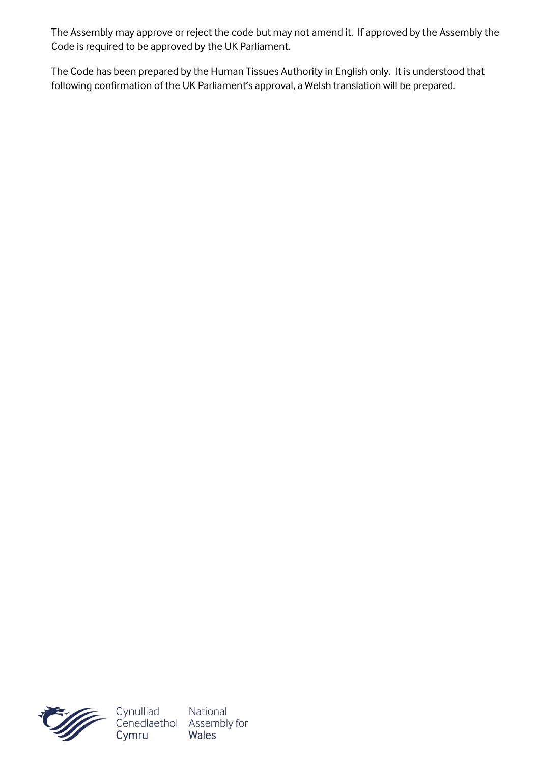The Assembly may approve or reject the code but may not amend it.  If approved by the Assembly the Code is required to be approved by the UK Parliament.

The Code has been prepared by the Human Tissues Authority in English only.  It is understood that following confirmation of the UK Parliament's approval, a Welsh translation will be prepared.